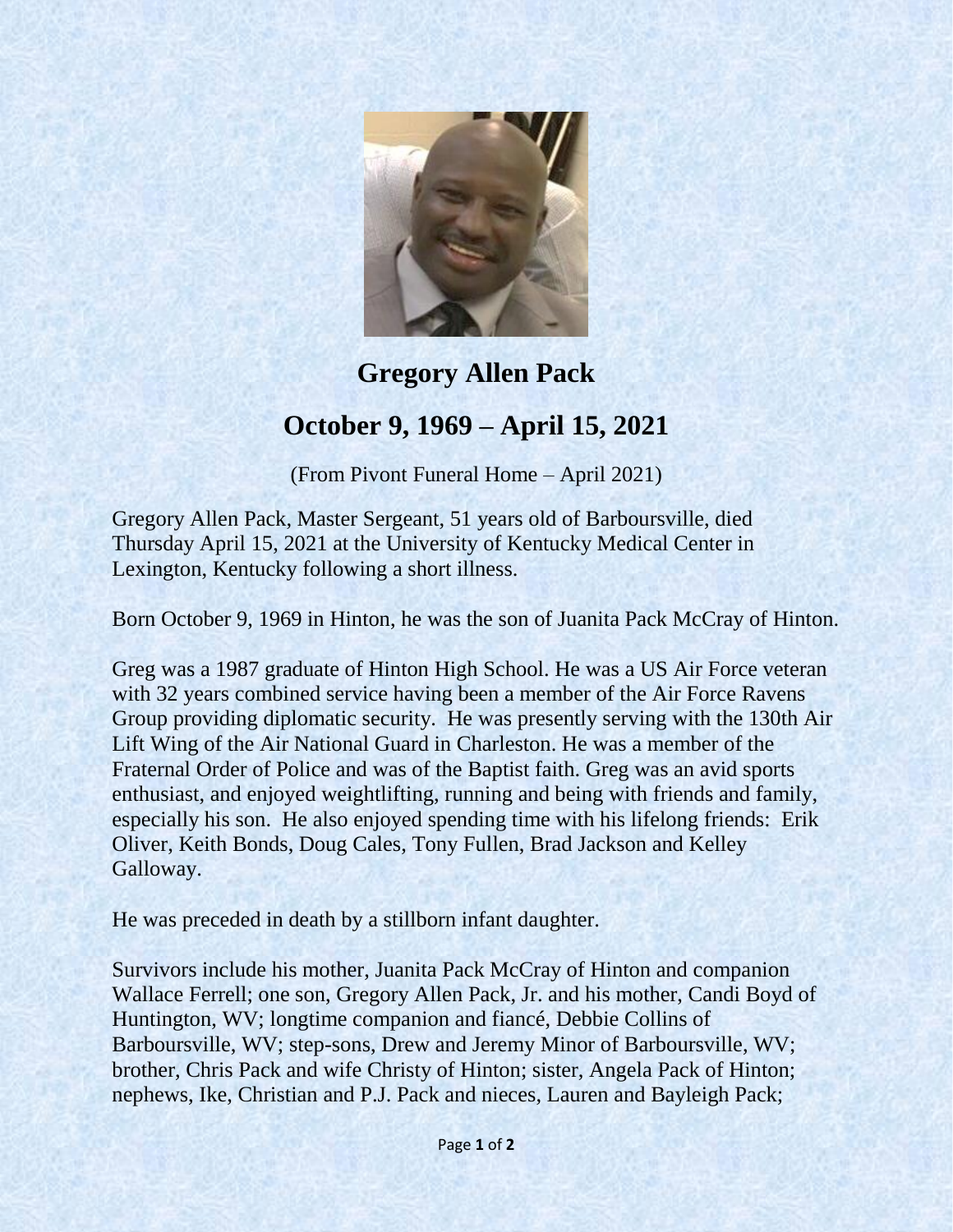# Gregory Allen Pack

## October 9, 1969 – April 15, 2021

(From Pivont Funeral Home – April 2021)

Gregory Allen Pack, Master Sergeant, 51 years old of Barboursville, died Thursday April 15, 2021 at the University of Kentucky Medical Center in Lexington, Kentucky following a short illness.

Born October 9, 1969 in Hinton, he was the son of Juanita Pack McCray of Hinton.

Greg was a 1987 graduate of Hinton High School. He was a US Air Force veteran with 32 years combined service having been a member of the Air Force Ravens Group providing diplomatic security. He was presently serving with the 130th Air Lift Wing of the Air National Guard in Charleston. He was a member of the Fraternal Order of Police and was of the Baptist faith. Greg was an avid sports enthusiast, and enjoyed weightlifting, running and being with friends and family, especially his son. He also enjoyed spending time with his lifelong friends: Erik Oliver, Keith Bonds, Doug Cales, Tony Fullen, Brad Jackson and Kelley Galloway.

He was preceded in death by a stillborn infant daughter.

Survivors include his mother, Juanita Pack McCray of Hinton and companion Wallace Ferrell; one son, Gregory Allen Pack, Jr. and his mother, Candi Boyd of Huntington, WV; longtime companion and fiancé, Debbie Collins of Barboursville, WV; step-sons, Drew and Jeremy Minor of Barboursville, WV; brother, Chris Pack and wife Christy of Hinton; sister, Angela Pack of Hinton; nephews, Ike, Christian and P.J. Pack and nieces, Lauren and Bayleigh Pack;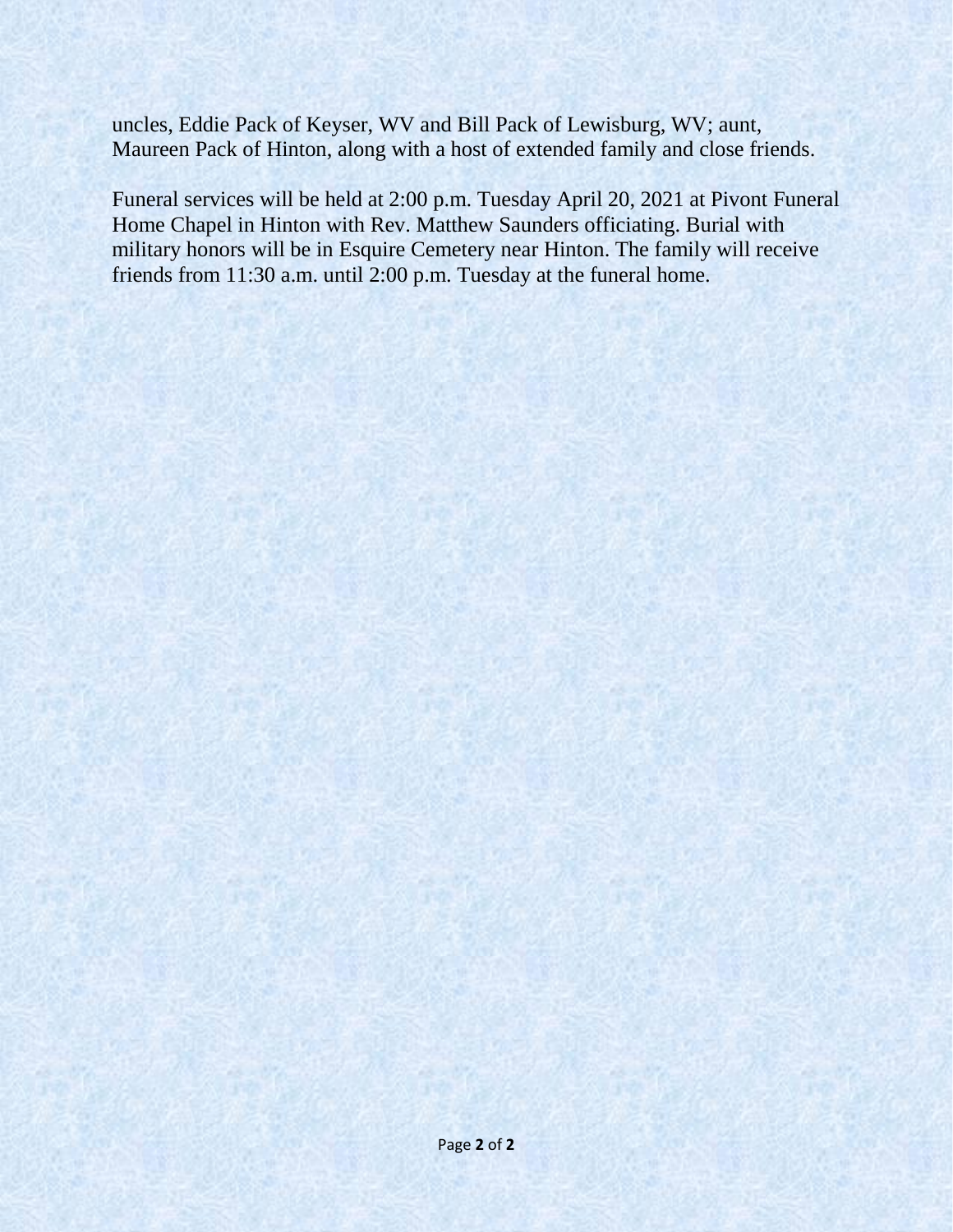uncles, Eddie Pack of Keyser, WV and Bill Pack of Lewisburg, WV; aunt, Maureen Pack of Hinton, along with a host of extended family and close friends.

Funeral services will be held at 2:00 p.m. Tuesday April 20, 2021 at Pivont Funeral Home Chapel in Hinton with Rev. Matthew Saunders officiating. Burial with military honors will be in Esquire Cemetery near Hinton. The family will receive friends from 11:30 a.m. until 2:00 p.m. Tuesday at the funeral home.